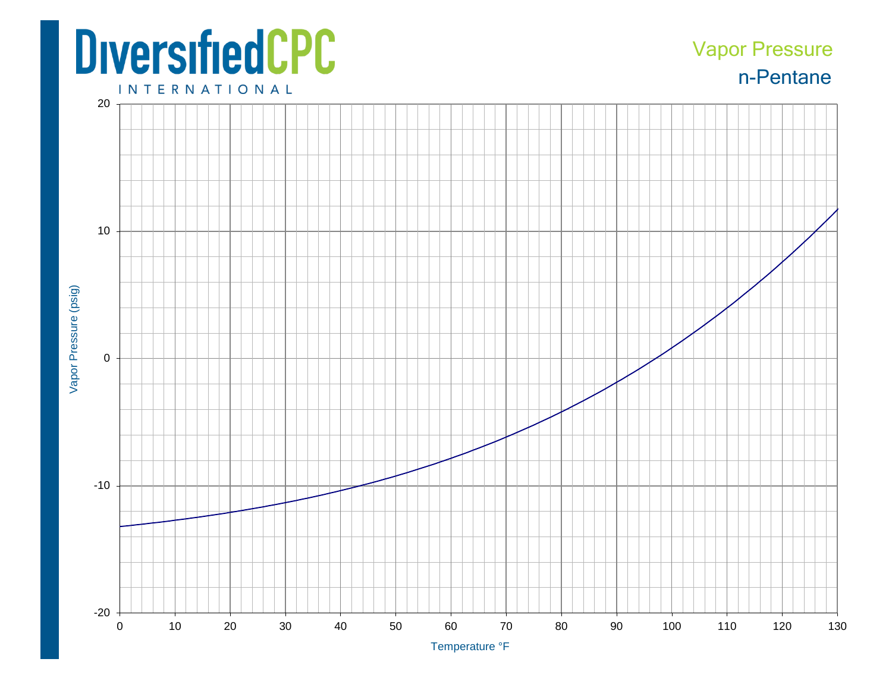# Vapor Pressure

## n-Pentante

Vapor Pressure (psig)

Temperature °F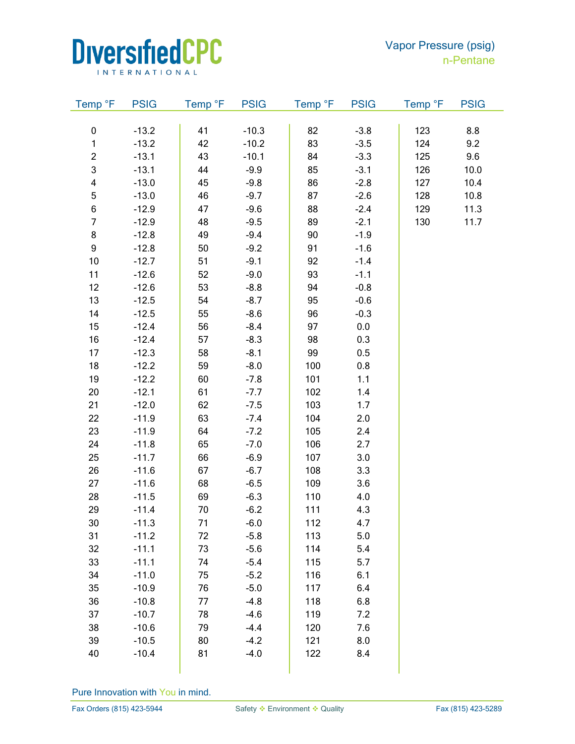# DiversifiedCPC INTERNATIONAL

Vapor Pressure (psig)
n-Pentane

| Temp °F | PSIG | Temp °F | PSIG | Temp °F | PSIG | Temp °F | PSIG |
|---|---|---|---|---|---|---|---|
| 0 | -13.2 | 41 | -10.3 | 82 | -3.8 | 123 | 8.8 |
| 1 | -13.2 | 42 | -10.2 | 83 | -3.5 | 124 | 9.2 |
| 2 | -13.1 | 43 | -10.1 | 84 | -3.3 | 125 | 9.6 |
| 3 | -13.1 | 44 | -9.9 | 85 | -3.1 | 126 | 10.0 |
| 4 | -13.0 | 45 | -9.8 | 86 | -2.8 | 127 | 10.4 |
| 5 | -13.0 | 46 | -9.7 | 87 | -2.6 | 128 | 10.8 |
| 6 | -12.9 | 47 | -9.6 | 88 | -2.4 | 129 | 11.3 |
| 7 | -12.9 | 48 | -9.5 | 89 | -2.1 | 130 | 11.7 |
| 8 | -12.8 | 49 | -9.4 | 90 | -1.9 | | |
| 9 | -12.8 | 50 | -9.2 | 91 | -1.6 | | |
| 10 | -12.7 | 51 | -9.1 | 92 | -1.4 | | |
| 11 | -12.6 | 52 | -9.0 | 93 | -1.1 | | |
| 12 | -12.6 | 53 | -8.8 | 94 | -0.8 | | |
| 13 | -12.5 | 54 | -8.7 | 95 | -0.6 | | |
| 14 | -12.5 | 55 | -8.6 | 96 | -0.3 | | |
| 15 | -12.4 | 56 | -8.4 | 97 | 0.0 | | |
| 16 | -12.4 | 57 | -8.3 | 98 | 0.3 | | |
| 17 | -12.3 | 58 | -8.1 | 99 | 0.5 | | |
| 18 | -12.2 | 59 | -8.0 | 100 | 0.8 | | |
| 19 | -12.2 | 60 | -7.8 | 101 | 1.1 | | |
| 20 | -12.1 | 61 | -7.7 | 102 | 1.4 | | |
| 21 | -12.0 | 62 | -7.5 | 103 | 1.7 | | |
| 22 | -11.9 | 63 | -7.4 | 104 | 2.0 | | |
| 23 | -11.9 | 64 | -7.2 | 105 | 2.4 | | |
| 24 | -11.8 | 65 | -7.0 | 106 | 2.7 | | |
| 25 | -11.7 | 66 | -6.9 | 107 | 3.0 | | |
| 26 | -11.6 | 67 | -6.7 | 108 | 3.3 | | |
| 27 | -11.6 | 68 | -6.5 | 109 | 3.6 | | |
| 28 | -11.5 | 69 | -6.3 | 110 | 4.0 | | |
| 29 | -11.4 | 70 | -6.2 | 111 | 4.3 | | |
| 30 | -11.3 | 71 | -6.0 | 112 | 4.7 | | |
| 31 | -11.2 | 72 | -5.8 | 113 | 5.0 | | |
| 32 | -11.1 | 73 | -5.6 | 114 | 5.4 | | |
| 33 | -11.1 | 74 | -5.4 | 115 | 5.7 | | |
| 34 | -11.0 | 75 | -5.2 | 116 | 6.1 | | |
| 35 | -10.9 | 76 | -5.0 | 117 | 6.4 | | |
| 36 | -10.8 | 77 | -4.8 | 118 | 6.8 | | |
| 37 | -10.7 | 78 | -4.6 | 119 | 7.2 | | |
| 38 | -10.6 | 79 | -4.4 | 120 | 7.6 | | |
| 39 | -10.5 | 80 | -4.2 | 121 | 8.0 | | |
| 40 | -10.4 | 81 | -4.0 | 122 | 8.4 | | |

Pure Innovation with You in mind.

Fax Orders (815) 423-5944 Safety ❖ Environment ❖ Quality Fax (815) 423-5289